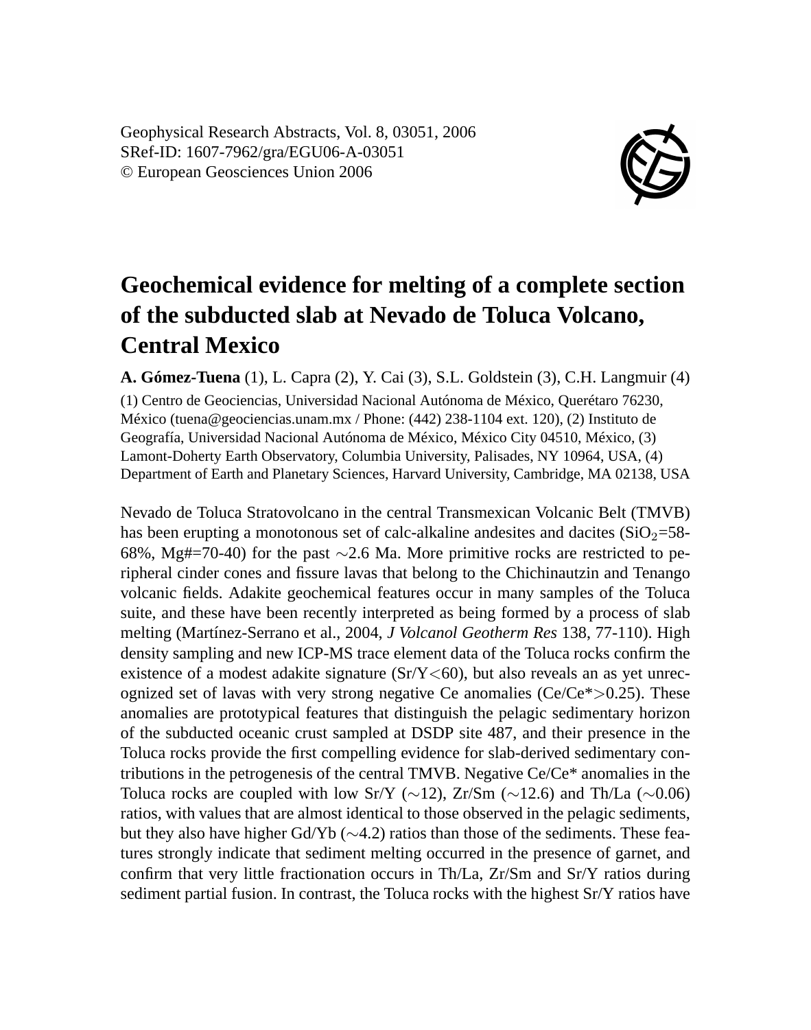Geophysical Research Abstracts, Vol. 8, 03051, 2006
SRef-ID: 1607-7962/gra/EGU06-A-03051
© European Geosciences Union 2006

# Geochemical evidence for melting of a complete section of the subducted slab at Nevado de Toluca Volcano, Central Mexico

**A. Gómez-Tuena** (1), L. Capra (2), Y. Cai (3), S.L. Goldstein (3), C.H. Langmuir (4)

(1) Centro de Geociencias, Universidad Nacional Autónoma de México, Querétaro 76230, México (tuena@geociencias.unam.mx / Phone: (442) 238-1104 ext. 120), (2) Instituto de Geografía, Universidad Nacional Autónoma de México, México City 04510, México, (3) Lamont-Doherty Earth Observatory, Columbia University, Palisades, NY 10964, USA, (4) Department of Earth and Planetary Sciences, Harvard University, Cambridge, MA 02138, USA

Nevado de Toluca Stratovolcano in the central Transmexican Volcanic Belt (TMVB) has been erupting a monotonous set of calc-alkaline andesites and dacites ($SiO_2$=58-68%, Mg#=70-40) for the past ∼2.6 Ma. More primitive rocks are restricted to peripheral cinder cones and fissure lavas that belong to the Chichinautzin and Tenango volcanic fields. Adakite geochemical features occur in many samples of the Toluca suite, and these have been recently interpreted as being formed by a process of slab melting (Martínez-Serrano et al., 2004, *J Volcanol Geotherm Res* 138, 77-110). High density sampling and new ICP-MS trace element data of the Toluca rocks confirm the existence of a modest adakite signature (Sr/Y<60), but also reveals an as yet unrecognized set of lavas with very strong negative Ce anomalies (Ce/Ce*>0.25). These anomalies are prototypical features that distinguish the pelagic sedimentary horizon of the subducted oceanic crust sampled at DSDP site 487, and their presence in the Toluca rocks provide the first compelling evidence for slab-derived sedimentary contributions in the petrogenesis of the central TMVB. Negative Ce/Ce* anomalies in the Toluca rocks are coupled with low Sr/Y (∼12), Zr/Sm (∼12.6) and Th/La (∼0.06) ratios, with values that are almost identical to those observed in the pelagic sediments, but they also have higher Gd/Yb (∼4.2) ratios than those of the sediments. These features strongly indicate that sediment melting occurred in the presence of garnet, and confirm that very little fractionation occurs in Th/La, Zr/Sm and Sr/Y ratios during sediment partial fusion. In contrast, the Toluca rocks with the highest Sr/Y ratios have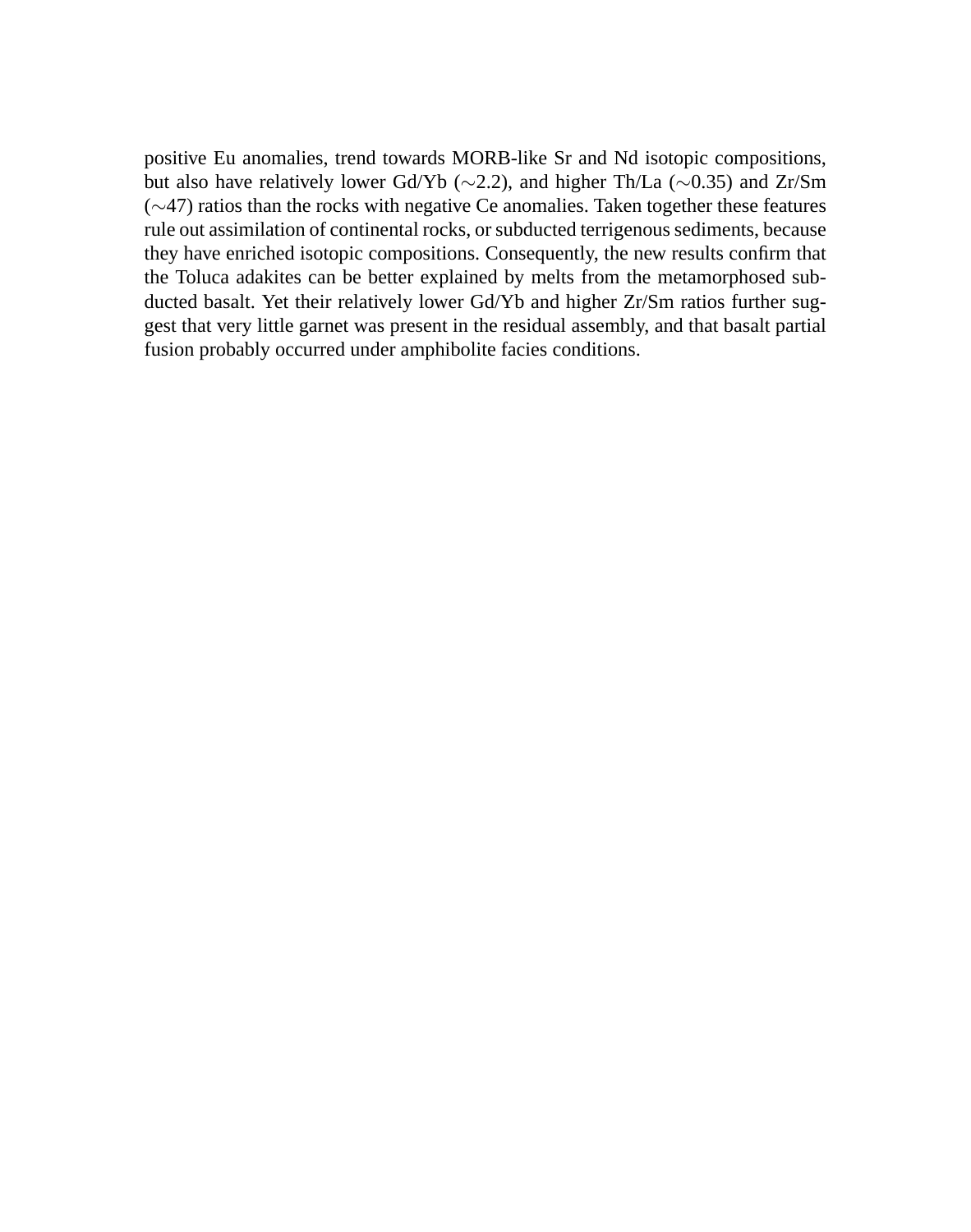positive Eu anomalies, trend towards MORB-like Sr and Nd isotopic compositions, but also have relatively lower Gd/Yb ($\sim$2.2), and higher Th/La ($\sim$0.35) and Zr/Sm ($\sim$47) ratios than the rocks with negative Ce anomalies. Taken together these features rule out assimilation of continental rocks, or subducted terrigenous sediments, because they have enriched isotopic compositions. Consequently, the new results confirm that the Toluca adakites can be better explained by melts from the metamorphosed subducted basalt. Yet their relatively lower Gd/Yb and higher Zr/Sm ratios further suggest that very little garnet was present in the residual assembly, and that basalt partial fusion probably occurred under amphibolite facies conditions.